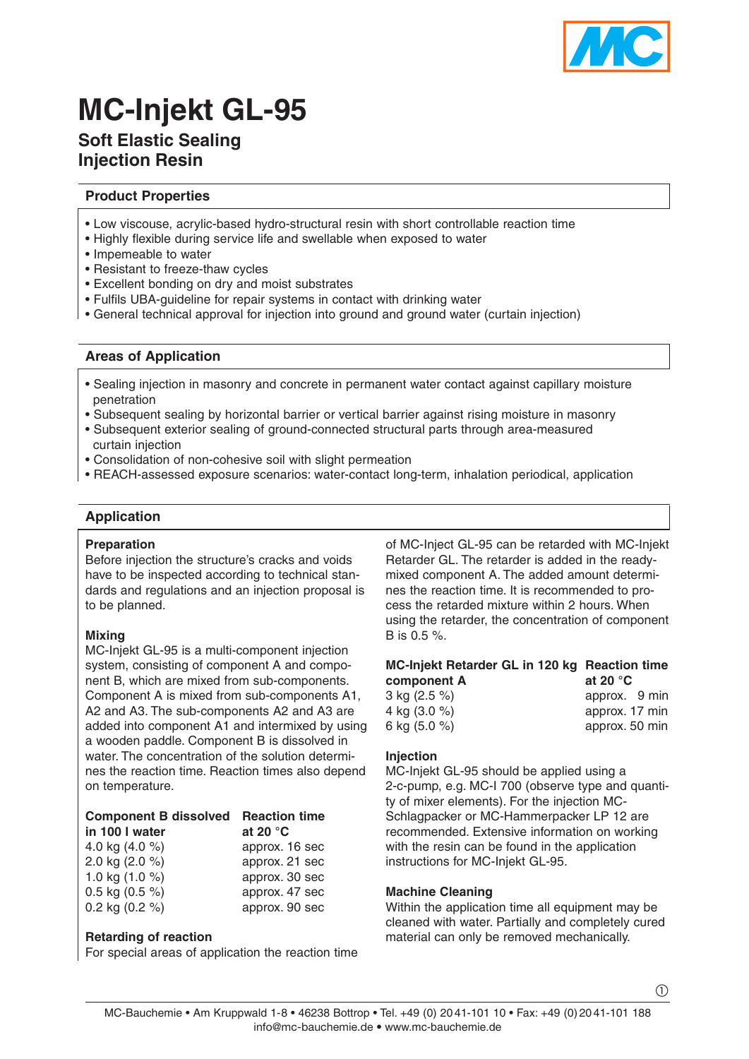# MC-Injekt GL-95

## Soft Elastic Sealing Injection Resin

### Product Properties

- Low viscouse, acrylic-based hydro-structural resin with short controllable reaction time
- Highly flexible during service life and swellable when exposed to water
- Impemeable to water
- Resistant to freeze-thaw cycles
- Excellent bonding on dry and moist substrates
- Fulfils UBA-guideline for repair systems in contact with drinking water
- General technical approval for injection into ground and ground water (curtain injection)

### Areas of Application

- Sealing injection in masonry and concrete in permanent water contact against capillary moisture penetration
- Subsequent sealing by horizontal barrier or vertical barrier against rising moisture in masonry
- Subsequent exterior sealing of ground-connected structural parts through area-measured curtain injection
- Consolidation of non-cohesive soil with slight permeation
- REACH-assessed exposure scenarios: water-contact long-term, inhalation periodical, application

### Application

**Preparation**
Before injection the structure's cracks and voids have to be inspected according to technical standards and regulations and an injection proposal is to be planned.

**Mixing**
MC-Injekt GL-95 is a multi-component injection system, consisting of component A and component B, which are mixed from sub-components. Component A is mixed from sub-components A1, A2 and A3. The sub-components A2 and A3 are added into component A1 and intermixed by using a wooden paddle. Component B is dissolved in water. The concentration of the solution determines the reaction time. Reaction times also depend on temperature.

| Component B dissolved in 100 l water | Reaction time at 20 °C |
|---|---|
| 4.0 kg (4.0 %) | approx. 16 sec |
| 2.0 kg (2.0 %) | approx. 21 sec |
| 1.0 kg (1.0 %) | approx. 30 sec |
| 0.5 kg (0.5 %) | approx. 47 sec |
| 0.2 kg (0.2 %) | approx. 90 sec |

**Retarding of reaction**
For special areas of application the reaction time of MC-Inject GL-95 can be retarded with MC-Injekt Retarder GL. The retarder is added in the ready-mixed component A. The added amount determines the reaction time. It is recommended to process the retarded mixture within 2 hours. When using the retarder, the concentration of component B is 0.5 %.

| MC-Injekt Retarder GL in 120 kg component A | Reaction time at 20 °C |
|---|---|
| 3 kg (2.5 %) | approx. 9 min |
| 4 kg (3.0 %) | approx. 17 min |
| 6 kg (5.0 %) | approx. 50 min |

**Injection**
MC-Injekt GL-95 should be applied using a 2-c-pump, e.g. MC-I 700 (observe type and quantity of mixer elements). For the injection MC-Schlagpacker or MC-Hammerpacker LP 12 are recommended. Extensive information on working with the resin can be found in the application instructions for MC-Injekt GL-95.

**Machine Cleaning**
Within the application time all equipment may be cleaned with water. Partially and completely cured material can only be removed mechanically.

MC-Bauchemie • Am Kruppwald 1-8 • 46238 Bottrop • Tel. +49 (0) 2041-101 10 • Fax: +49 (0) 2041-101 188
info@mc-bauchemie.de • www.mc-bauchemie.de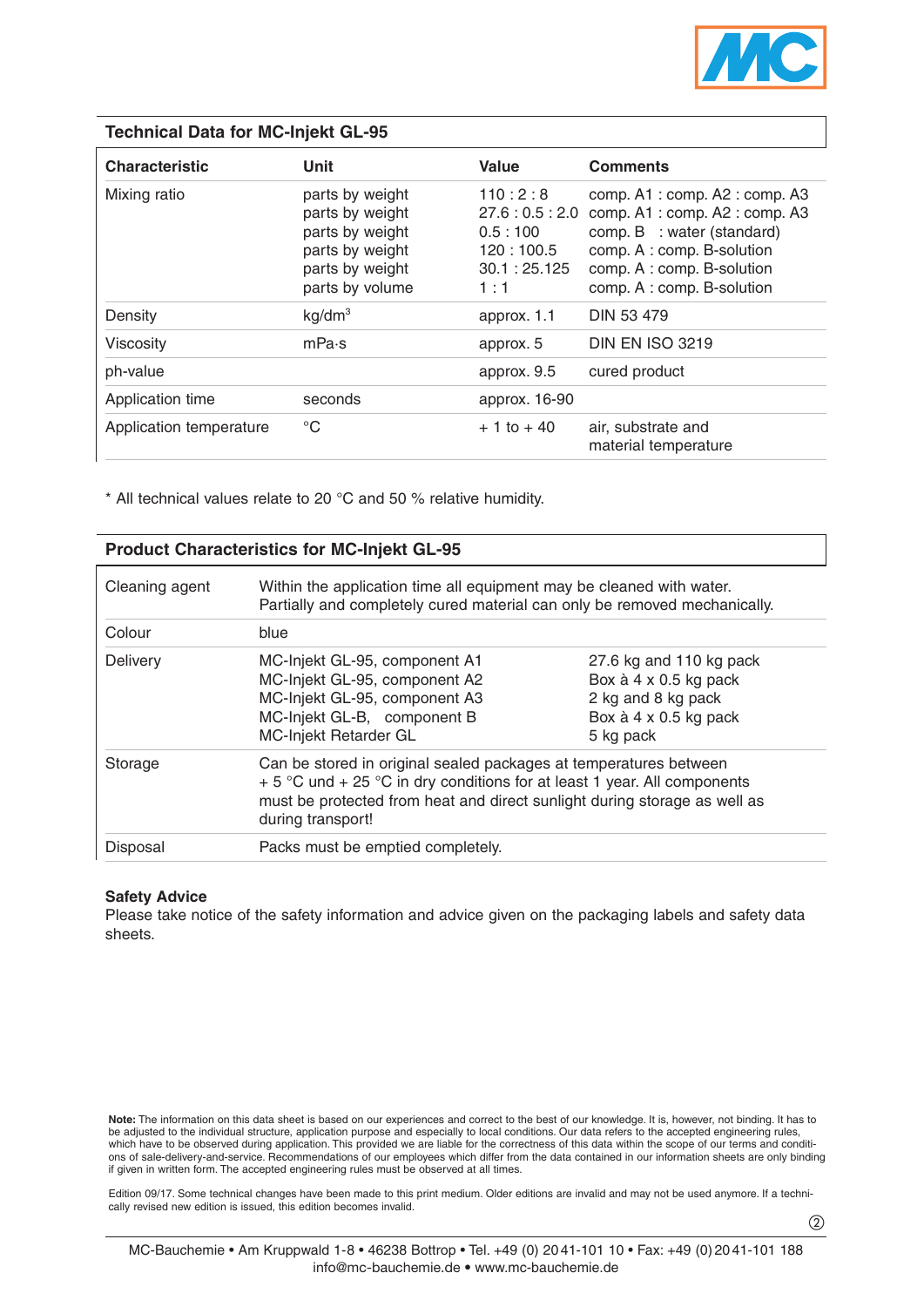## Technical Data for MC-Injekt GL-95

| Characteristic | Unit | Value | Comments |
|---|---|---|---|
| Mixing ratio | parts by weight<br>parts by weight<br>parts by weight<br>parts by weight<br>parts by weight<br>parts by volume | 110 : 2 : 8<br>27.6 : 0.5 : 2.0<br>0.5 : 100<br>120 : 100.5<br>30.1 : 25.125<br>1 : 1 | comp. A1 : comp. A2 : comp. A3<br>comp. A1 : comp. A2 : comp. A3<br>comp. B : water (standard)<br>comp. A : comp. B-solution<br>comp. A : comp. B-solution<br>comp. A : comp. B-solution |
| Density | kg/dm$^3$ | approx. 1.1 | DIN 53 479 |
| Viscosity | mPa·s | approx. 5 | DIN EN ISO 3219 |
| ph-value | | approx. 9.5 | cured product |
| Application time | seconds | approx. 16-90 | |
| Application temperature | °C | + 1 to + 40 | air, substrate and material temperature |

* All technical values relate to 20 °C and 50 % relative humidity.

## Product Characteristics for MC-Injekt GL-95

| | | |
|---|---|---|
| Cleaning agent | Within the application time all equipment may be cleaned with water.<br>Partially and completely cured material can only be removed mechanically. | |
| Colour | blue | |
| Delivery | MC-Injekt GL-95, component A1<br>MC-Injekt GL-95, component A2<br>MC-Injekt GL-95, component A3<br>MC-Injekt GL-B, component B<br>MC-Injekt Retarder GL | 27.6 kg and 110 kg pack<br>Box à 4 x 0.5 kg pack<br>2 kg and 8 kg pack<br>Box à 4 x 0.5 kg pack<br>5 kg pack |
| Storage | Can be stored in original sealed packages at temperatures between + 5 °C und + 25 °C in dry conditions for at least 1 year. All components must be protected from heat and direct sunlight during storage as well as during transport! | |
| Disposal | Packs must be emptied completely. | |

**Safety Advice**

Please take notice of the safety information and advice given on the packaging labels and safety data sheets.

**Note:** The information on this data sheet is based on our experiences and correct to the best of our knowledge. It is, however, not binding. It has to be adjusted to the individual structure, application purpose and especially to local conditions. Our data refers to the accepted engineering rules, which have to be observed during application. This provided we are liable for the correctness of this data within the scope of our terms and conditions of sale-delivery-and-service. Recommendations of our employees which differ from the data contained in our information sheets are only binding if given in written form. The accepted engineering rules must be observed at all times.

Edition 09/17. Some technical changes have been made to this print medium. Older editions are invalid and may not be used anymore. If a technically revised new edition is issued, this edition becomes invalid.

MC-Bauchemie • Am Kruppwald 1-8 • 46238 Bottrop • Tel. +49 (0) 2041-101 10 • Fax: +49 (0) 2041-101 188
info@mc-bauchemie.de • www.mc-bauchemie.de